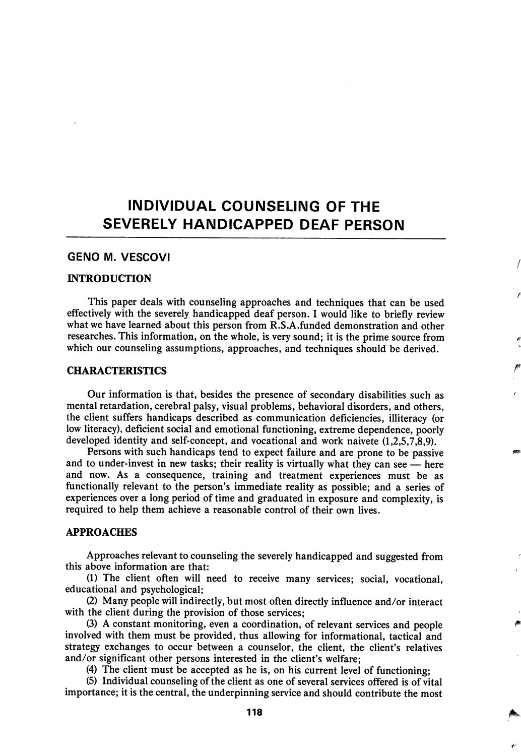# INDIVIDUAL COUNSELING OF THE SEVERELY HANDICAPPED DEAF PERSON

GENO M. VESCOVI

## INTRODUCTION

This paper deals with counseling approaches and techniques that can be used effectively with the severely handicapped deaf person. I would like to briefly review what we have learned about this person from R.S.A.funded demonstration and other researches. This information, on the whole, is very sound; it is the prime source from which our counseling assumptions, approaches, and techniques should be derived.

## CHARACTERISTICS

Our information is that, besides the presence of secondary disabilities such as mental retardation, cerebral palsy, visual problems, behavioral disorders, and others, the client suffers handicaps described as communication deficiencies, illiteracy (or low literacy), deficient social and emotional functioning, extreme dependence, poorly developed identity and self-concept, and vocational and work naivete (1,2,5,7,8,9).

Persons with such handicaps tend to expect failure and are prone to be passive and to under-invest in new tasks; their reality is virtually what they can see — here and now. As a consequence, training and treatment experiences must be as functionally relevant to the person's immediate reality as possible; and a series of experiences over a long period of time and graduated in exposure and complexity, is required to help them achieve a reasonable control of their own lives.

## APPROACHES

Approaches relevant to counseling the severely handicapped and suggested from this above information are that:

(1) The client often will need to receive many services; social, vocational, educational and psychological;

(2) Many people will indirectly, but most often directly influence and/or interact with the client during the provision of those services;

(3) A constant monitoring, even a coordination, of relevant services and people involved with them must be provided, thus allowing for informational, tactical and strategy exchanges to occur between a counselor, the client, the client's relatives and/or significant other persons interested in the client's welfare;

(4) The client must be accepted as he is, on his current level of functioning;

(5) Individual counseling of the client as one of several services offered is of vital importance; it is the central, the underpinning service and should contribute the most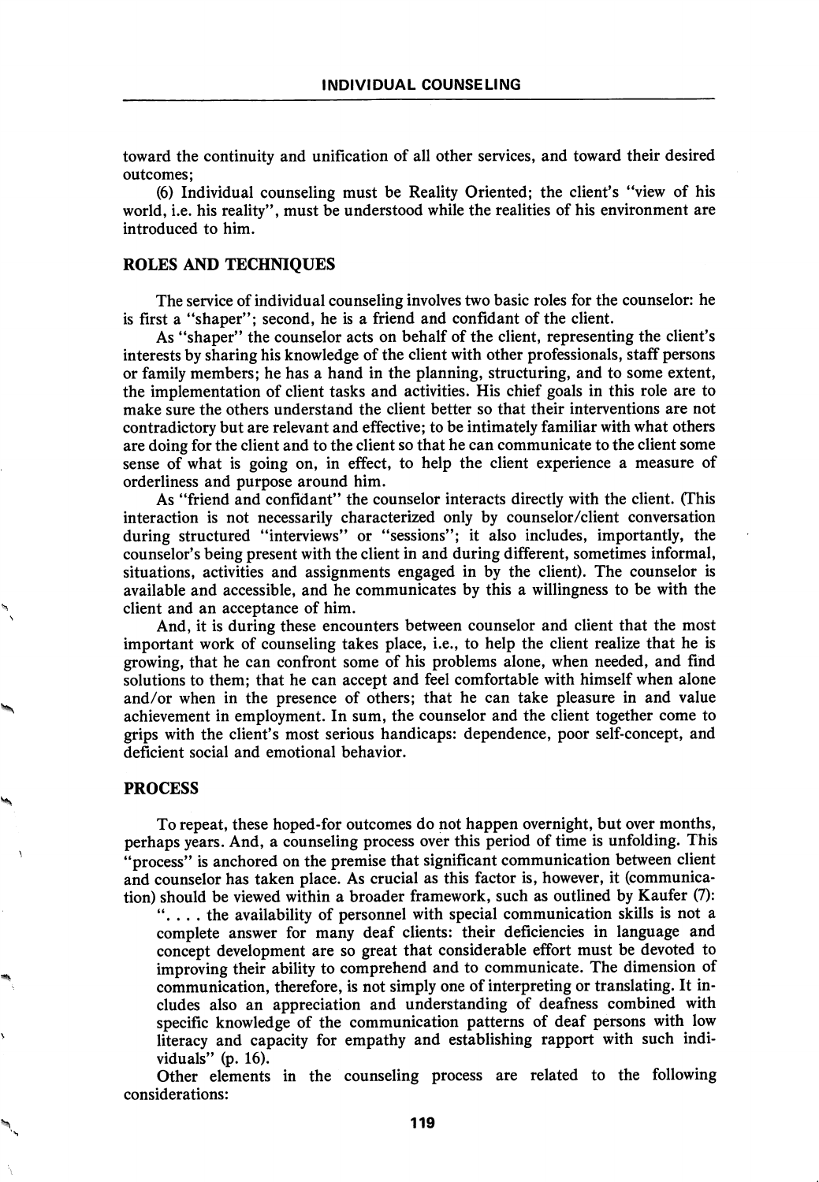toward the continuity and unification of all other services, and toward their desired outcomes;

(6) Individual counseling must be Reality Oriented; the client's "view of his world, i.e. his reality", must be understood while the realities of his environment are introduced to him.

## ROLES AND TECHNIQUES

The service of individual counseling involves two basic roles for the counselor: he is first a "shaper"; second, he is a friend and confidant of the client.

As "shaper" the counselor acts on behalf of the client, representing the client's interests by sharing his knowledge of the client with other professionals, staff persons or family members; he has a hand in the planning, structuring, and to some extent, the implementation of client tasks and activities. His chief goals in this role are to make sure the others understand the client better so that their interventions are not contradictory but are relevant and effective; to be intimately familiar with what others are doing for the client and to the client so that he can communicate to the client some sense of what is going on, in effect, to help the client experience a measure of orderliness and purpose around him.

As "friend and confidant" the counselor interacts directly with the client. (This interaction is not necessarily characterized only by counselor/client conversation during structured "interviews" or "sessions"; it also includes, importantly, the counselor's being present with the client in and during different, sometimes informal, situations, activities and assignments engaged in by the client). The counselor is available and accessible, and he communicates by this a willingness to be with the client and an acceptance of him.

And, it is during these encounters between counselor and client that the most important work of counseling takes place, i.e., to help the client realize that he is growing, that he can confront some of his problems alone, when needed, and find solutions to them; that he can accept and feel comfortable with himself when alone and/or when in the presence of others; that he can take pleasure in and value achievement in employment. In sum, the counselor and the client together come to grips with the client's most serious handicaps: dependence, poor self-concept, and deficient social and emotional behavior.

## PROCESS

To repeat, these hoped-for outcomes do not happen overnight, but over months, perhaps years. And, a counseling process over this period of time is unfolding. This "process" is anchored on the premise that significant communication between client and counselor has taken place. As crucial as this factor is, however, it (communication) should be viewed within a broader framework, such as outlined by Kaufer (7):

> ". . . . the availability of personnel with special communication skills is not a complete answer for many deaf clients: their deficiencies in language and concept development are so great that considerable effort must be devoted to improving their ability to comprehend and to communicate. The dimension of communication, therefore, is not simply one of interpreting or translating. It includes also an appreciation and understanding of deafness combined with specific knowledge of the communication patterns of deaf persons with low literacy and capacity for empathy and establishing rapport with such individuals" (p. 16).

Other elements in the counseling process are related to the following considerations: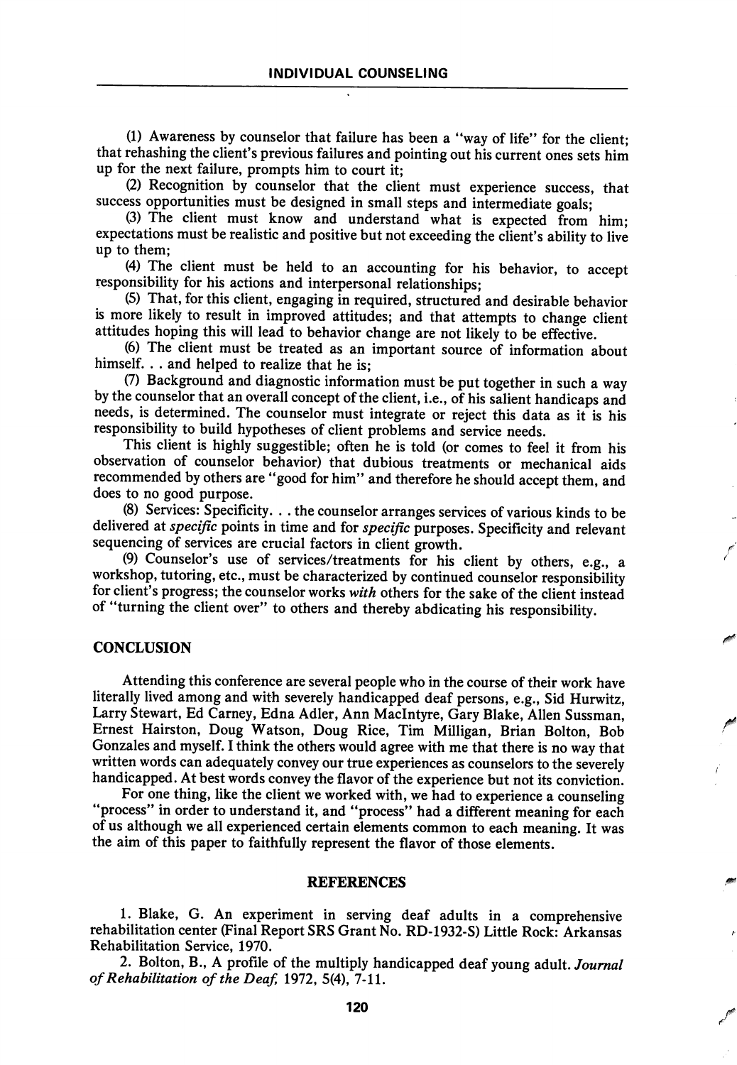(1) Awareness by counselor that failure has been a "way of life" for the client; that rehashing the client's previous failures and pointing out his current ones sets him up for the next failure, prompts him to court it;

(2) Recognition by counselor that the client must experience success, that success opportunities must be designed in small steps and intermediate goals;

(3) The client must know and understand what is expected from him; expectations must be realistic and positive but not exceeding the client's ability to live up to them;

(4) The client must be held to an accounting for his behavior, to accept responsibility for his actions and interpersonal relationships;

(5) That, for this client, engaging in required, structured and desirable behavior is more likely to result in improved attitudes; and that attempts to change client attitudes hoping this will lead to behavior change are not likely to be effective.

(6) The client must be treated as an important source of information about himself. . . and helped to realize that he is;

(7) Background and diagnostic information must be put together in such a way by the counselor that an overall concept of the client, i.e., of his salient handicaps and needs, is determined. The counselor must integrate or reject this data as it is his responsibility to build hypotheses of client problems and service needs.

This client is highly suggestible; often he is told (or comes to feel it from his observation of counselor behavior) that dubious treatments or mechanical aids recommended by others are "good for him" and therefore he should accept them, and does to no good purpose.

(8) Services: Specificity. . . the counselor arranges services of various kinds to be delivered at *specific* points in time and for *specific* purposes. Specificity and relevant sequencing of services are crucial factors in client growth.

(9) Counselor's use of services/treatments for his client by others, e.g., a workshop, tutoring, etc., must be characterized by continued counselor responsibility for client's progress; the counselor works *with* others for the sake of the client instead of "turning the client over" to others and thereby abdicating his responsibility.

## CONCLUSION

Attending this conference are several people who in the course of their work have literally lived among and with severely handicapped deaf persons, e.g., Sid Hurwitz, Larry Stewart, Ed Carney, Edna Adler, Ann MacIntyre, Gary Blake, Allen Sussman, Ernest Hairston, Doug Watson, Doug Rice, Tim Milligan, Brian Bolton, Bob Gonzales and myself. I think the others would agree with me that there is no way that written words can adequately convey our true experiences as counselors to the severely handicapped. At best words convey the flavor of the experience but not its conviction.

For one thing, like the client we worked with, we had to experience a counseling "process" in order to understand it, and "process" had a different meaning for each of us although we all experienced certain elements common to each meaning. It was the aim of this paper to faithfully represent the flavor of those elements.

## REFERENCES

1. Blake, G. An experiment in serving deaf adults in a comprehensive rehabilitation center (Final Report SRS Grant No. RD-1932-S) Little Rock: Arkansas Rehabilitation Service, 1970.

2. Bolton, B., A profile of the multiply handicapped deaf young adult. *Journal of Rehabilitation of the Deaf,* 1972, 5(4), 7-11.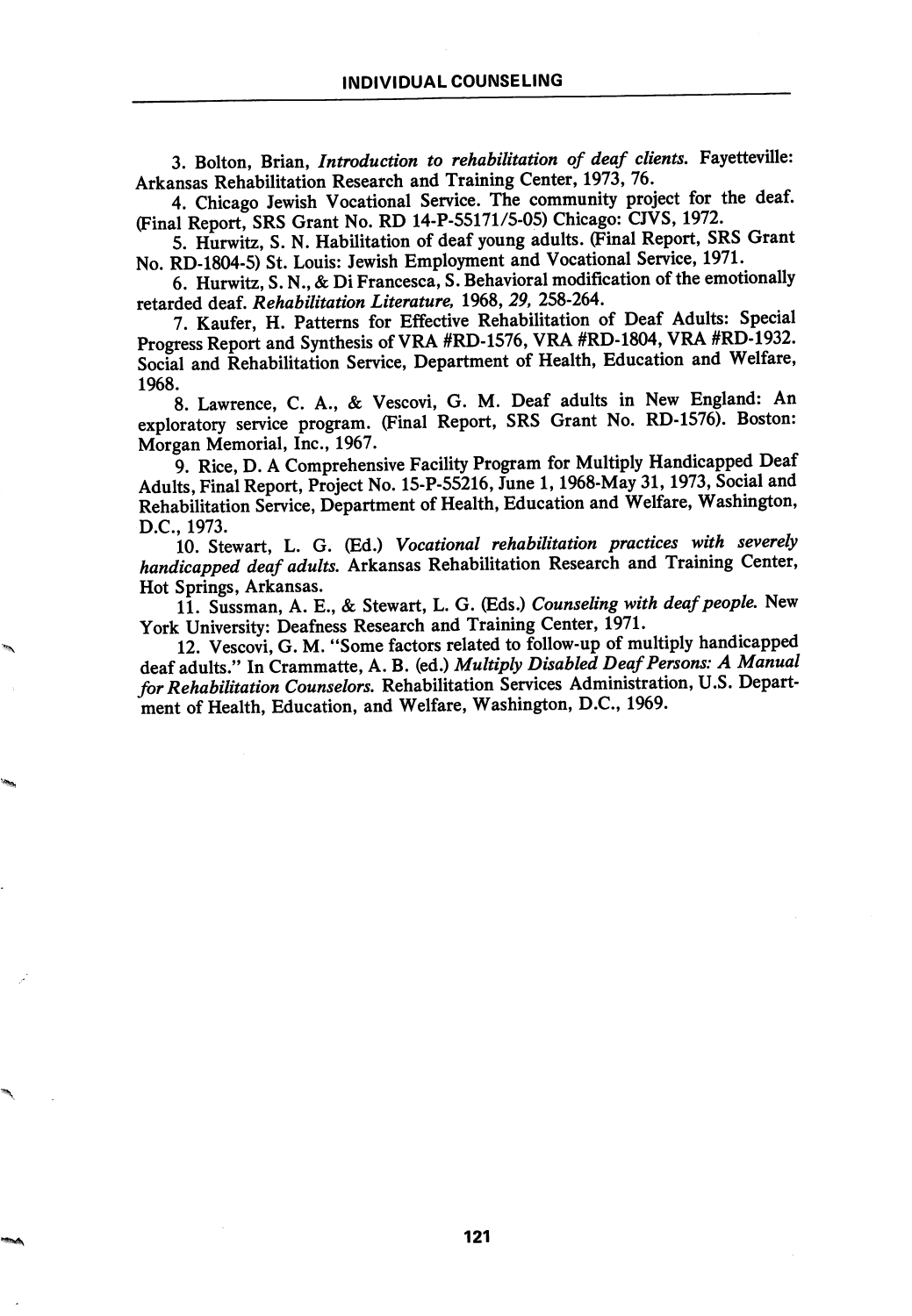3. Bolton, Brian, *Introduction to rehabilitation of deaf clients.* Fayetteville: Arkansas Rehabilitation Research and Training Center, 1973, 76.

4. Chicago Jewish Vocational Service. The community project for the deaf. (Final Report, SRS Grant No. RD 14-P-55171/5-05) Chicago: CJVS, 1972.

5. Hurwitz, S. N. Habilitation of deaf young adults. (Final Report, SRS Grant No. RD-1804-5) St. Louis: Jewish Employment and Vocational Service, 1971.

6. Hurwitz, S. N., & Di Francesca, S. Behavioral modification of the emotionally retarded deaf. *Rehabilitation Literature,* 1968, *29,* 258-264.

7. Kaufer, H. Patterns for Effective Rehabilitation of Deaf Adults: Special Progress Report and Synthesis of VRA #RD-1576, VRA #RD-1804, VRA #RD-1932. Social and Rehabilitation Service, Department of Health, Education and Welfare, 1968.

8. Lawrence, C. A., & Vescovi, G. M. Deaf adults in New England: An exploratory service program. (Final Report, SRS Grant No. RD-1576). Boston: Morgan Memorial, Inc., 1967.

9. Rice, D. A Comprehensive Facility Program for Multiply Handicapped Deaf Adults, Final Report, Project No. 15-P-55216, June 1, 1968-May 31, 1973, Social and Rehabilitation Service, Department of Health, Education and Welfare, Washington, D.C., 1973.

10. Stewart, L. G. (Ed.) *Vocational rehabilitation practices with severely handicapped deaf adults.* Arkansas Rehabilitation Research and Training Center, Hot Springs, Arkansas.

11. Sussman, A. E., & Stewart, L. G. (Eds.) *Counseling with deaf people.* New York University: Deafness Research and Training Center, 1971.

12. Vescovi, G. M. "Some factors related to follow-up of multiply handicapped deaf adults." In Crammatte, A. B. (ed.) *Multiply Disabled Deaf Persons: A Manual for Rehabilitation Counselors.* Rehabilitation Services Administration, U.S. Department of Health, Education, and Welfare, Washington, D.C., 1969.